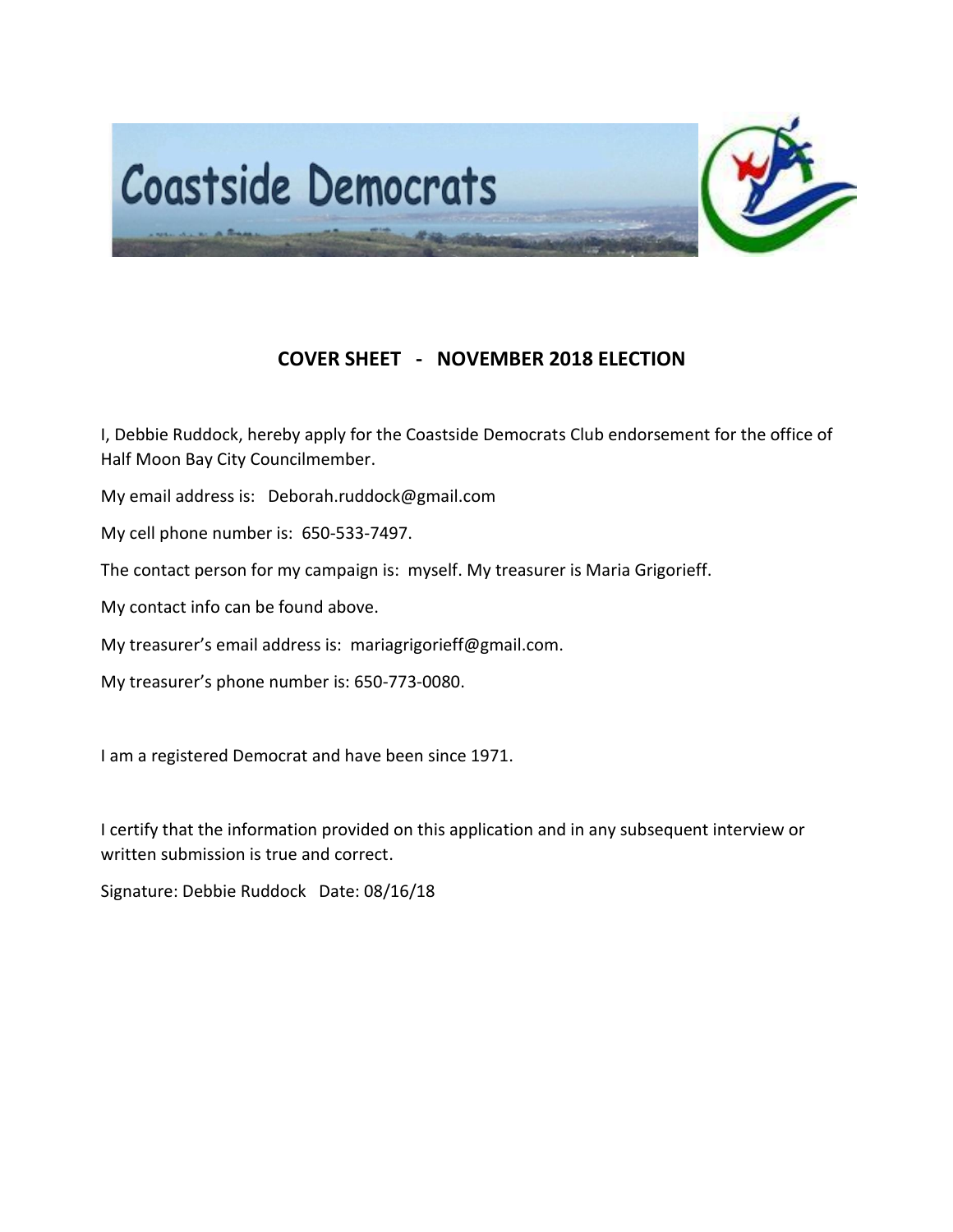Coastside Democrats

## COVER SHEET - NOVEMBER 2018 ELECTION

I, Debbie Ruddock, hereby apply for the Coastside Democrats Club endorsement for the office of Half Moon Bay City Councilmember.

My email address is: Deborah.ruddock@gmail.com

My cell phone number is: 650-533-7497.

The contact person for my campaign is: myself. My treasurer is Maria Grigorieff.

My contact info can be found above.

My treasurer's email address is: mariagrigorieff@gmail.com.

My treasurer's phone number is: 650-773-0080.

I am a registered Democrat and have been since 1971.

I certify that the information provided on this application and in any subsequent interview or written submission is true and correct.

Signature: Debbie Ruddock Date: 08/16/18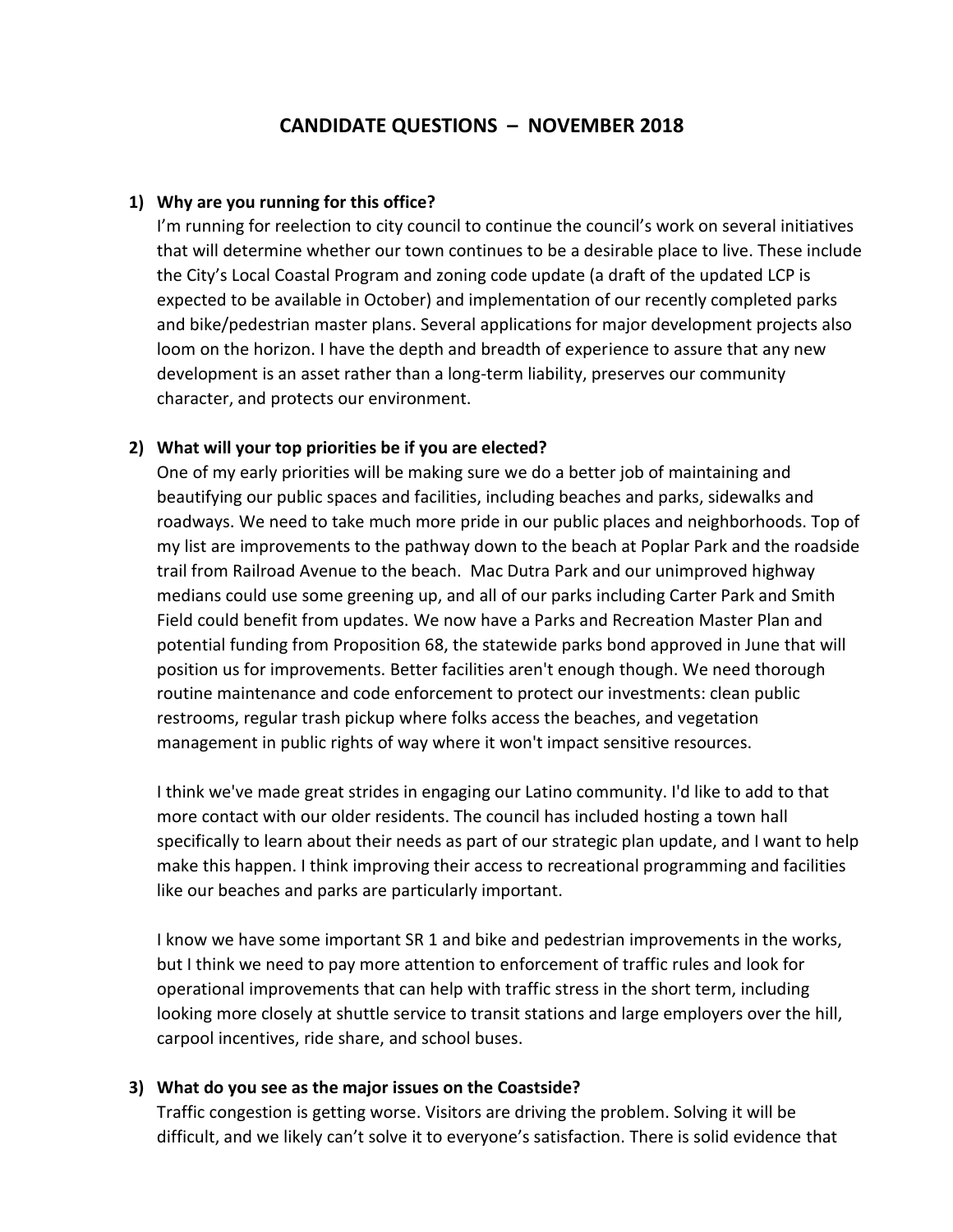# CANDIDATE QUESTIONS – NOVEMBER 2018

**1) Why are you running for this office?**

I'm running for reelection to city council to continue the council's work on several initiatives that will determine whether our town continues to be a desirable place to live. These include the City's Local Coastal Program and zoning code update (a draft of the updated LCP is expected to be available in October) and implementation of our recently completed parks and bike/pedestrian master plans. Several applications for major development projects also loom on the horizon. I have the depth and breadth of experience to assure that any new development is an asset rather than a long-term liability, preserves our community character, and protects our environment.

**2) What will your top priorities be if you are elected?**

One of my early priorities will be making sure we do a better job of maintaining and beautifying our public spaces and facilities, including beaches and parks, sidewalks and roadways. We need to take much more pride in our public places and neighborhoods. Top of my list are improvements to the pathway down to the beach at Poplar Park and the roadside trail from Railroad Avenue to the beach. Mac Dutra Park and our unimproved highway medians could use some greening up, and all of our parks including Carter Park and Smith Field could benefit from updates. We now have a Parks and Recreation Master Plan and potential funding from Proposition 68, the statewide parks bond approved in June that will position us for improvements. Better facilities aren't enough though. We need thorough routine maintenance and code enforcement to protect our investments: clean public restrooms, regular trash pickup where folks access the beaches, and vegetation management in public rights of way where it won't impact sensitive resources.

I think we've made great strides in engaging our Latino community. I'd like to add to that more contact with our older residents. The council has included hosting a town hall specifically to learn about their needs as part of our strategic plan update, and I want to help make this happen. I think improving their access to recreational programming and facilities like our beaches and parks are particularly important.

I know we have some important SR 1 and bike and pedestrian improvements in the works, but I think we need to pay more attention to enforcement of traffic rules and look for operational improvements that can help with traffic stress in the short term, including looking more closely at shuttle service to transit stations and large employers over the hill, carpool incentives, ride share, and school buses.

**3) What do you see as the major issues on the Coastside?**

Traffic congestion is getting worse. Visitors are driving the problem. Solving it will be difficult, and we likely can't solve it to everyone's satisfaction. There is solid evidence that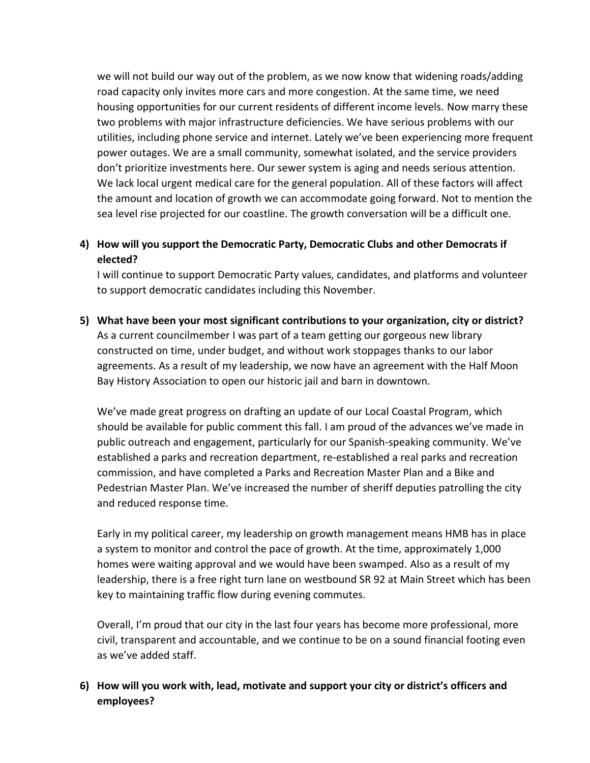we will not build our way out of the problem, as we now know that widening roads/adding road capacity only invites more cars and more congestion. At the same time, we need housing opportunities for our current residents of different income levels. Now marry these two problems with major infrastructure deficiencies. We have serious problems with our utilities, including phone service and internet. Lately we've been experiencing more frequent power outages. We are a small community, somewhat isolated, and the service providers don't prioritize investments here. Our sewer system is aging and needs serious attention. We lack local urgent medical care for the general population. All of these factors will affect the amount and location of growth we can accommodate going forward. Not to mention the sea level rise projected for our coastline. The growth conversation will be a difficult one.

4) **How will you support the Democratic Party, Democratic Clubs and other Democrats if elected?**

   I will continue to support Democratic Party values, candidates, and platforms and volunteer to support democratic candidates including this November.

5) **What have been your most significant contributions to your organization, city or district?**

   As a current councilmember I was part of a team getting our gorgeous new library constructed on time, under budget, and without work stoppages thanks to our labor agreements. As a result of my leadership, we now have an agreement with the Half Moon Bay History Association to open our historic jail and barn in downtown.

   We've made great progress on drafting an update of our Local Coastal Program, which should be available for public comment this fall. I am proud of the advances we've made in public outreach and engagement, particularly for our Spanish-speaking community. We've established a parks and recreation department, re-established a real parks and recreation commission, and have completed a Parks and Recreation Master Plan and a Bike and Pedestrian Master Plan. We've increased the number of sheriff deputies patrolling the city and reduced response time.

   Early in my political career, my leadership on growth management means HMB has in place a system to monitor and control the pace of growth. At the time, approximately 1,000 homes were waiting approval and we would have been swamped. Also as a result of my leadership, there is a free right turn lane on westbound SR 92 at Main Street which has been key to maintaining traffic flow during evening commutes.

   Overall, I'm proud that our city in the last four years has become more professional, more civil, transparent and accountable, and we continue to be on a sound financial footing even as we've added staff.

6) **How will you work with, lead, motivate and support your city or district's officers and employees?**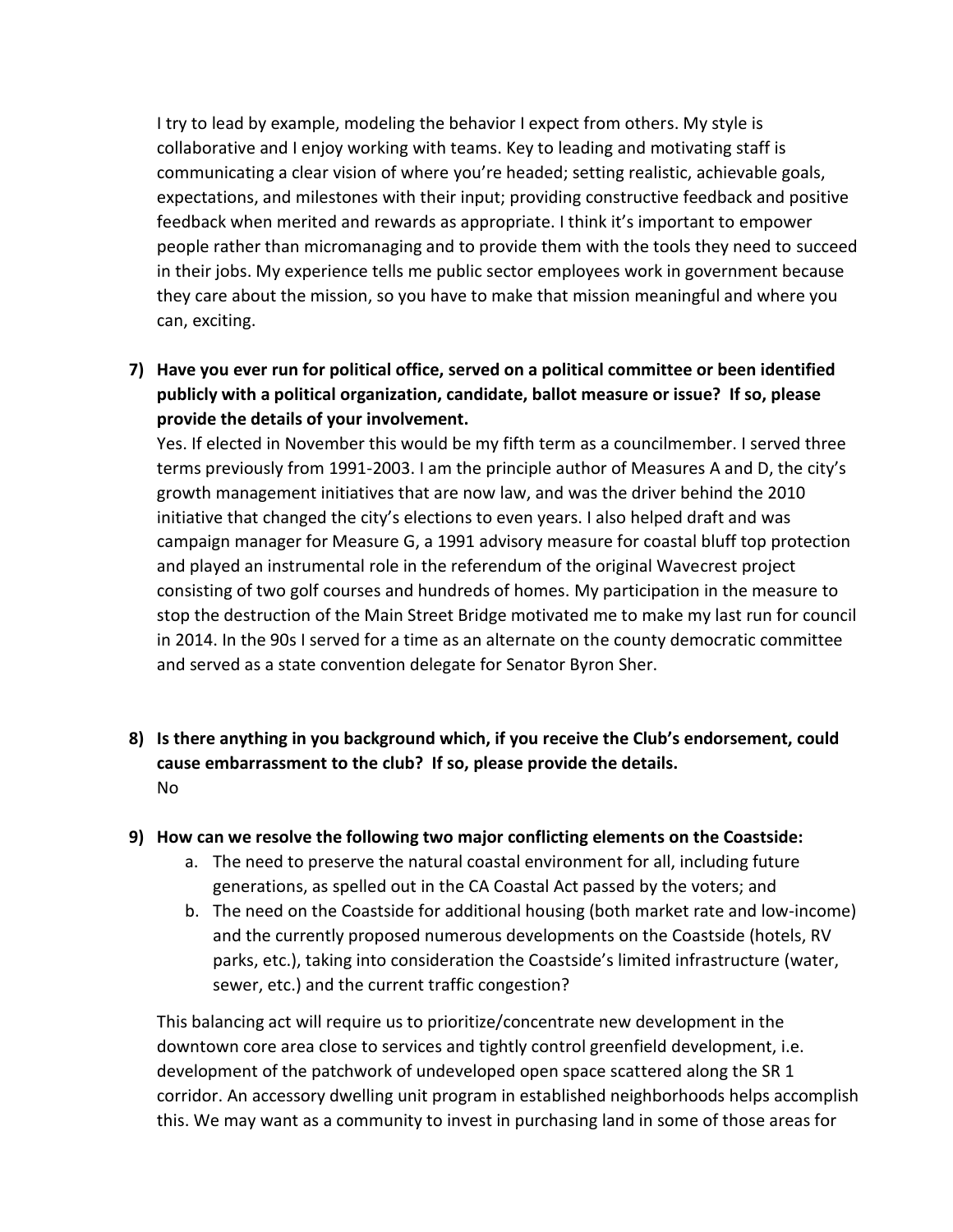I try to lead by example, modeling the behavior I expect from others. My style is collaborative and I enjoy working with teams. Key to leading and motivating staff is communicating a clear vision of where you're headed; setting realistic, achievable goals, expectations, and milestones with their input; providing constructive feedback and positive feedback when merited and rewards as appropriate. I think it's important to empower people rather than micromanaging and to provide them with the tools they need to succeed in their jobs. My experience tells me public sector employees work in government because they care about the mission, so you have to make that mission meaningful and where you can, exciting.

7) **Have you ever run for political office, served on a political committee or been identified publicly with a political organization, candidate, ballot measure or issue? If so, please provide the details of your involvement.**

Yes. If elected in November this would be my fifth term as a councilmember. I served three terms previously from 1991-2003. I am the principle author of Measures A and D, the city's growth management initiatives that are now law, and was the driver behind the 2010 initiative that changed the city's elections to even years. I also helped draft and was campaign manager for Measure G, a 1991 advisory measure for coastal bluff top protection and played an instrumental role in the referendum of the original Wavecrest project consisting of two golf courses and hundreds of homes. My participation in the measure to stop the destruction of the Main Street Bridge motivated me to make my last run for council in 2014. In the 90s I served for a time as an alternate on the county democratic committee and served as a state convention delegate for Senator Byron Sher.

8) **Is there anything in you background which, if you receive the Club's endorsement, could cause embarrassment to the club? If so, please provide the details.**

No

9) **How can we resolve the following two major conflicting elements on the Coastside:**
   a. The need to preserve the natural coastal environment for all, including future generations, as spelled out in the CA Coastal Act passed by the voters; and
   b. The need on the Coastside for additional housing (both market rate and low-income) and the currently proposed numerous developments on the Coastside (hotels, RV parks, etc.), taking into consideration the Coastside's limited infrastructure (water, sewer, etc.) and the current traffic congestion?

This balancing act will require us to prioritize/concentrate new development in the downtown core area close to services and tightly control greenfield development, i.e. development of the patchwork of undeveloped open space scattered along the SR 1 corridor. An accessory dwelling unit program in established neighborhoods helps accomplish this. We may want as a community to invest in purchasing land in some of those areas for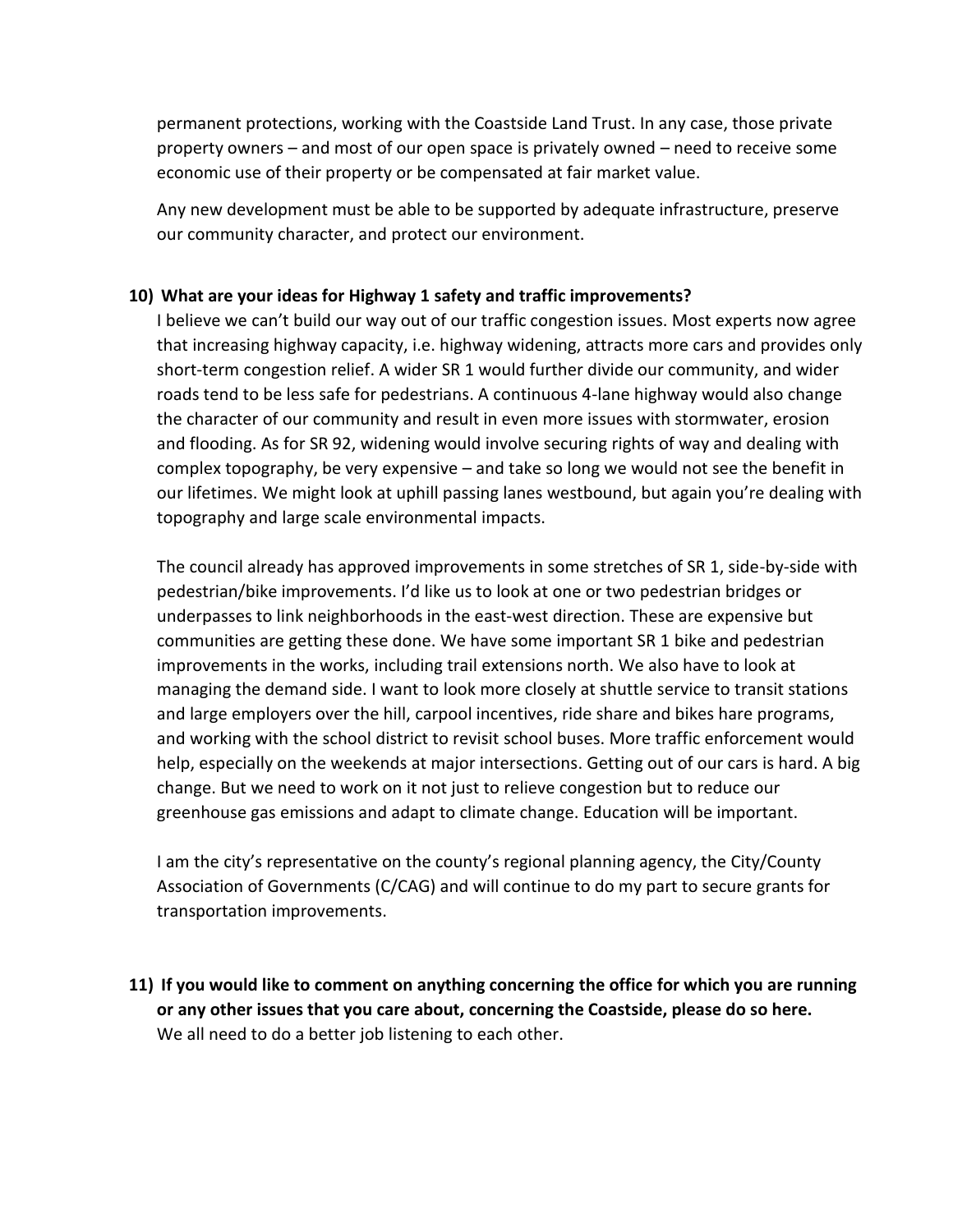permanent protections, working with the Coastside Land Trust. In any case, those private property owners – and most of our open space is privately owned – need to receive some economic use of their property or be compensated at fair market value.

Any new development must be able to be supported by adequate infrastructure, preserve our community character, and protect our environment.

**10) What are your ideas for Highway 1 safety and traffic improvements?**

I believe we can't build our way out of our traffic congestion issues. Most experts now agree that increasing highway capacity, i.e. highway widening, attracts more cars and provides only short-term congestion relief. A wider SR 1 would further divide our community, and wider roads tend to be less safe for pedestrians. A continuous 4-lane highway would also change the character of our community and result in even more issues with stormwater, erosion and flooding. As for SR 92, widening would involve securing rights of way and dealing with complex topography, be very expensive – and take so long we would not see the benefit in our lifetimes. We might look at uphill passing lanes westbound, but again you're dealing with topography and large scale environmental impacts.

The council already has approved improvements in some stretches of SR 1, side-by-side with pedestrian/bike improvements. I'd like us to look at one or two pedestrian bridges or underpasses to link neighborhoods in the east-west direction. These are expensive but communities are getting these done. We have some important SR 1 bike and pedestrian improvements in the works, including trail extensions north. We also have to look at managing the demand side. I want to look more closely at shuttle service to transit stations and large employers over the hill, carpool incentives, ride share and bikes hare programs, and working with the school district to revisit school buses. More traffic enforcement would help, especially on the weekends at major intersections. Getting out of our cars is hard. A big change. But we need to work on it not just to relieve congestion but to reduce our greenhouse gas emissions and adapt to climate change. Education will be important.

I am the city's representative on the county's regional planning agency, the City/County Association of Governments (C/CAG) and will continue to do my part to secure grants for transportation improvements.

**11) If you would like to comment on anything concerning the office for which you are running or any other issues that you care about, concerning the Coastside, please do so here.**

We all need to do a better job listening to each other.